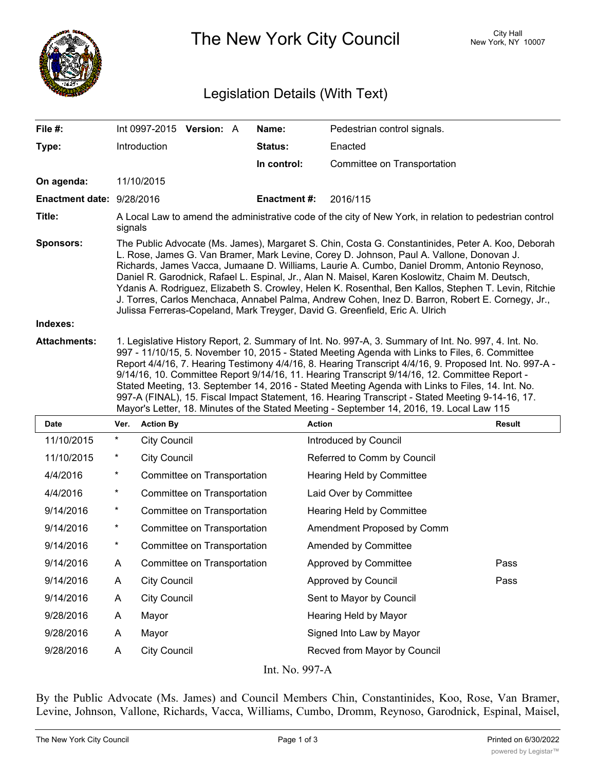# The New York City Council

City Hall
New York, NY 10007

## Legislation Details (With Text)

| | | | |
|---|---|---|---|
| **File #:** | Int 0997-2015 **Version:** A | **Name:** | Pedestrian control signals. |
| **Type:** | Introduction | **Status:** | Enacted |
| | | **In control:** | Committee on Transportation |
| **On agenda:** | 11/10/2015 | | |
| **Enactment date:** | 9/28/2016 | **Enactment #:** | 2016/115 |

**Title:** A Local Law to amend the administrative code of the city of New York, in relation to pedestrian control signals

**Sponsors:** The Public Advocate (Ms. James), Margaret S. Chin, Costa G. Constantinides, Peter A. Koo, Deborah L. Rose, James G. Van Bramer, Mark Levine, Corey D. Johnson, Paul A. Vallone, Donovan J. Richards, James Vacca, Jumaane D. Williams, Laurie A. Cumbo, Daniel Dromm, Antonio Reynoso, Daniel R. Garodnick, Rafael L. Espinal, Jr., Alan N. Maisel, Karen Koslowitz, Chaim M. Deutsch, Ydanis A. Rodriguez, Elizabeth S. Crowley, Helen K. Rosenthal, Ben Kallos, Stephen T. Levin, Ritchie J. Torres, Carlos Menchaca, Annabel Palma, Andrew Cohen, Inez D. Barron, Robert E. Cornegy, Jr., Julissa Ferreras-Copeland, Mark Treyger, David G. Greenfield, Eric A. Ulrich

**Indexes:**

**Attachments:** 1. Legislative History Report, 2. Summary of Int. No. 997-A, 3. Summary of Int. No. 997, 4. Int. No. 997 - 11/10/15, 5. November 10, 2015 - Stated Meeting Agenda with Links to Files, 6. Committee Report 4/4/16, 7. Hearing Testimony 4/4/16, 8. Hearing Transcript 4/4/16, 9. Proposed Int. No. 997-A - 9/14/16, 10. Committee Report 9/14/16, 11. Hearing Transcript 9/14/16, 12. Committee Report - Stated Meeting, 13. September 14, 2016 - Stated Meeting Agenda with Links to Files, 14. Int. No. 997-A (FINAL), 15. Fiscal Impact Statement, 16. Hearing Transcript - Stated Meeting 9-14-16, 17. Mayor's Letter, 18. Minutes of the Stated Meeting - September 14, 2016, 19. Local Law 115

| Date | Ver. | Action By | Action | Result |
|---|---|---|---|---|
| 11/10/2015 | * | City Council | Introduced by Council | |
| 11/10/2015 | * | City Council | Referred to Comm by Council | |
| 4/4/2016 | * | Committee on Transportation | Hearing Held by Committee | |
| 4/4/2016 | * | Committee on Transportation | Laid Over by Committee | |
| 9/14/2016 | * | Committee on Transportation | Hearing Held by Committee | |
| 9/14/2016 | * | Committee on Transportation | Amendment Proposed by Comm | |
| 9/14/2016 | * | Committee on Transportation | Amended by Committee | |
| 9/14/2016 | A | Committee on Transportation | Approved by Committee | Pass |
| 9/14/2016 | A | City Council | Approved by Council | Pass |
| 9/14/2016 | A | City Council | Sent to Mayor by Council | |
| 9/28/2016 | A | Mayor | Hearing Held by Mayor | |
| 9/28/2016 | A | Mayor | Signed Into Law by Mayor | |
| 9/28/2016 | A | City Council | Recved from Mayor by Council | |

Int. No. 997-A

By the Public Advocate (Ms. James) and Council Members Chin, Constantinides, Koo, Rose, Van Bramer, Levine, Johnson, Vallone, Richards, Vacca, Williams, Cumbo, Dromm, Reynoso, Garodnick, Espinal, Maisel,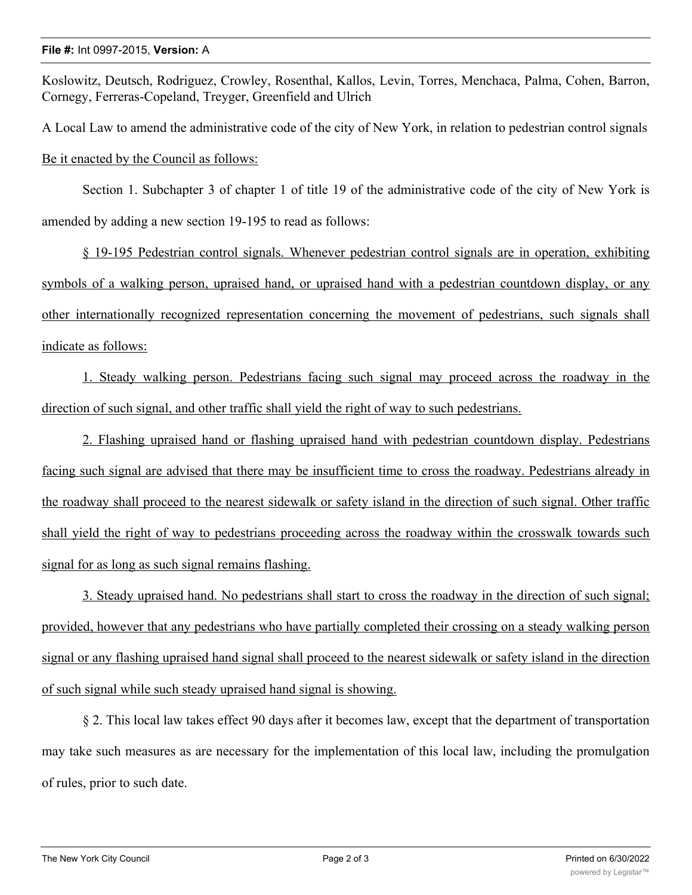Koslowitz, Deutsch, Rodriguez, Crowley, Rosenthal, Kallos, Levin, Torres, Menchaca, Palma, Cohen, Barron, Cornegy, Ferreras-Copeland, Treyger, Greenfield and Ulrich

A Local Law to amend the administrative code of the city of New York, in relation to pedestrian control signals

Be it enacted by the Council as follows:

Section 1. Subchapter 3 of chapter 1 of title 19 of the administrative code of the city of New York is amended by adding a new section 19-195 to read as follows:

§ 19-195 Pedestrian control signals. Whenever pedestrian control signals are in operation, exhibiting symbols of a walking person, upraised hand, or upraised hand with a pedestrian countdown display, or any other internationally recognized representation concerning the movement of pedestrians, such signals shall indicate as follows:

1. Steady walking person. Pedestrians facing such signal may proceed across the roadway in the direction of such signal, and other traffic shall yield the right of way to such pedestrians.

2. Flashing upraised hand or flashing upraised hand with pedestrian countdown display. Pedestrians facing such signal are advised that there may be insufficient time to cross the roadway. Pedestrians already in the roadway shall proceed to the nearest sidewalk or safety island in the direction of such signal. Other traffic shall yield the right of way to pedestrians proceeding across the roadway within the crosswalk towards such signal for as long as such signal remains flashing.

3. Steady upraised hand. No pedestrians shall start to cross the roadway in the direction of such signal; provided, however that any pedestrians who have partially completed their crossing on a steady walking person signal or any flashing upraised hand signal shall proceed to the nearest sidewalk or safety island in the direction of such signal while such steady upraised hand signal is showing.

§ 2. This local law takes effect 90 days after it becomes law, except that the department of transportation may take such measures as are necessary for the implementation of this local law, including the promulgation of rules, prior to such date.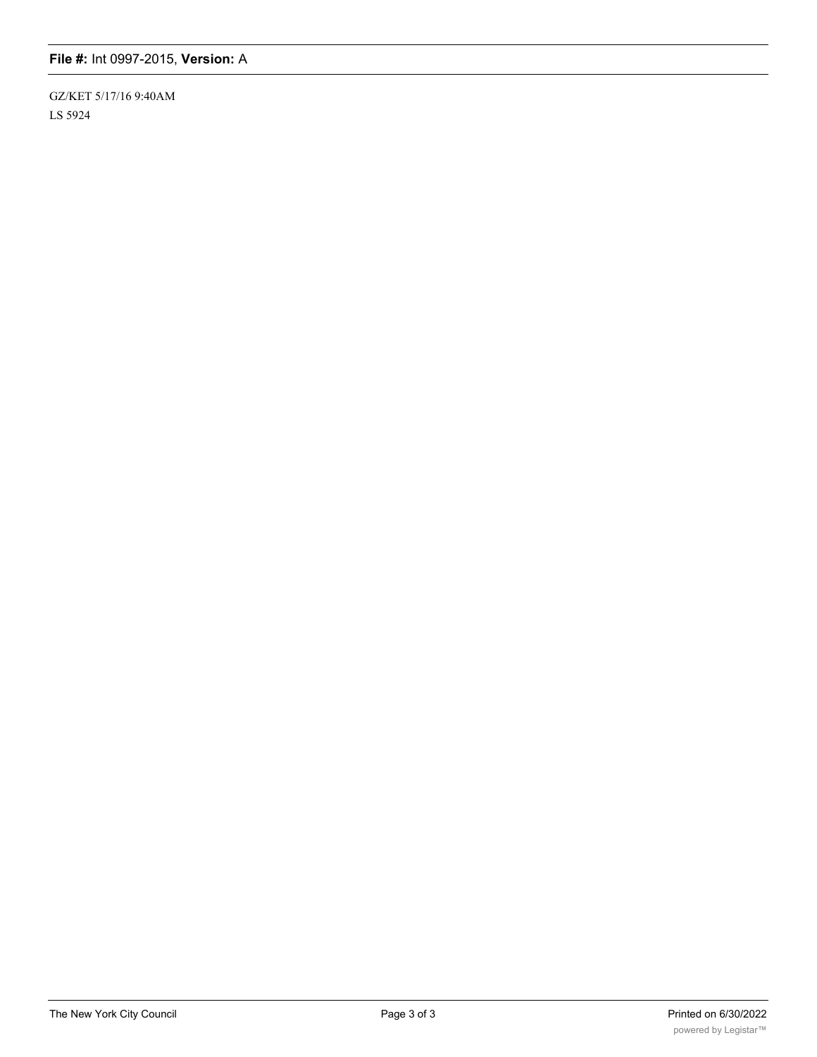GZ/KET 5/17/16 9:40AM
LS 5924